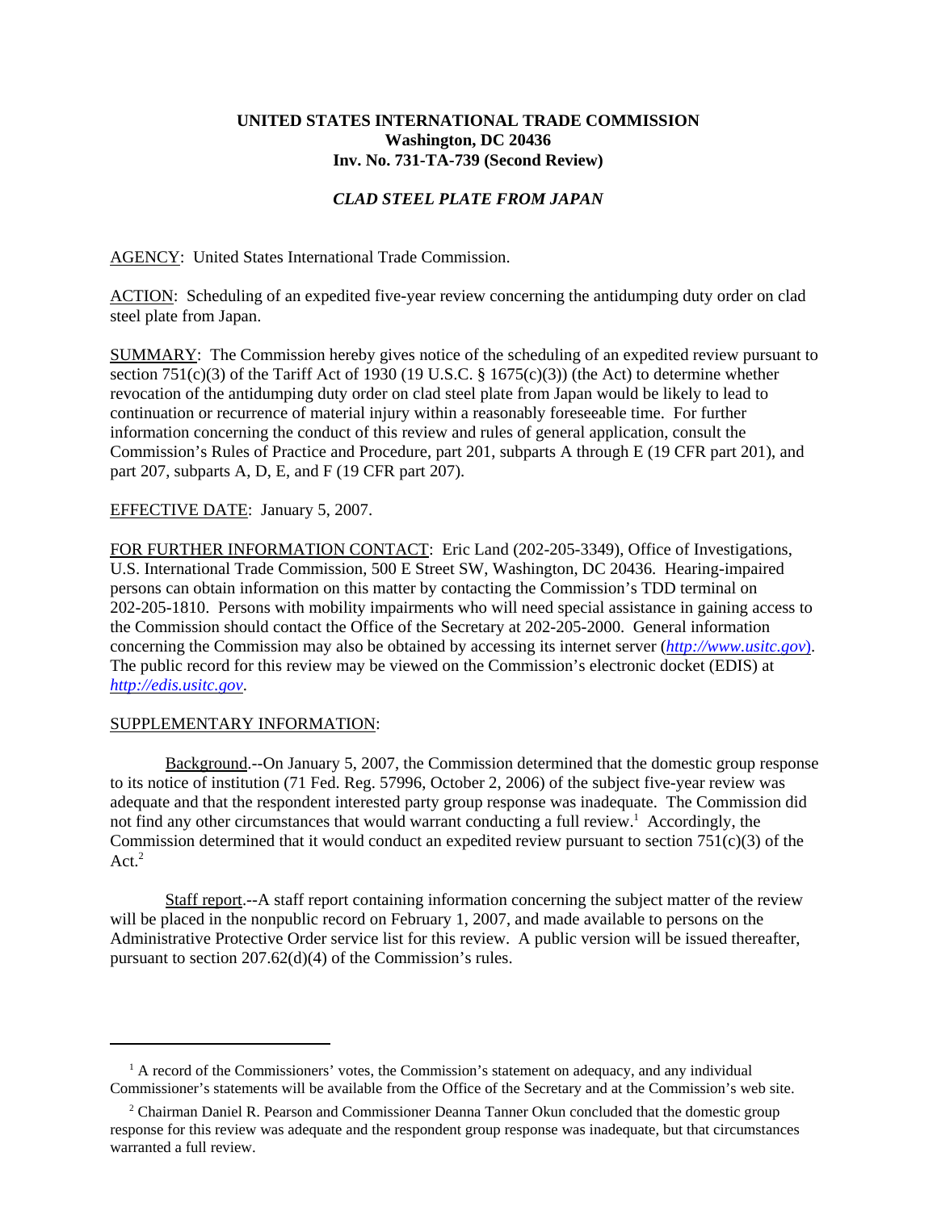**UNITED STATES INTERNATIONAL TRADE COMMISSION**
**Washington, DC 20436**
**Inv. No. 731-TA-739 (Second Review)**

***CLAD STEEL PLATE FROM JAPAN***

AGENCY: United States International Trade Commission.

ACTION: Scheduling of an expedited five-year review concerning the antidumping duty order on clad steel plate from Japan.

SUMMARY: The Commission hereby gives notice of the scheduling of an expedited review pursuant to section 751(c)(3) of the Tariff Act of 1930 (19 U.S.C. § 1675(c)(3)) (the Act) to determine whether revocation of the antidumping duty order on clad steel plate from Japan would be likely to lead to continuation or recurrence of material injury within a reasonably foreseeable time. For further information concerning the conduct of this review and rules of general application, consult the Commission's Rules of Practice and Procedure, part 201, subparts A through E (19 CFR part 201), and part 207, subparts A, D, E, and F (19 CFR part 207).

EFFECTIVE DATE: January 5, 2007.

FOR FURTHER INFORMATION CONTACT: Eric Land (202-205-3349), Office of Investigations, U.S. International Trade Commission, 500 E Street SW, Washington, DC 20436. Hearing-impaired persons can obtain information on this matter by contacting the Commission's TDD terminal on 202-205-1810. Persons with mobility impairments who will need special assistance in gaining access to the Commission should contact the Office of the Secretary at 202-205-2000. General information concerning the Commission may also be obtained by accessing its internet server (*http://www.usitc.gov*). The public record for this review may be viewed on the Commission's electronic docket (EDIS) at *http://edis.usitc.gov*.

SUPPLEMENTARY INFORMATION:

Background.--On January 5, 2007, the Commission determined that the domestic group response to its notice of institution (71 Fed. Reg. 57996, October 2, 2006) of the subject five-year review was adequate and that the respondent interested party group response was inadequate. The Commission did not find any other circumstances that would warrant conducting a full review.[1] Accordingly, the Commission determined that it would conduct an expedited review pursuant to section 751(c)(3) of the Act.[2]

Staff report.--A staff report containing information concerning the subject matter of the review will be placed in the nonpublic record on February 1, 2007, and made available to persons on the Administrative Protective Order service list for this review. A public version will be issued thereafter, pursuant to section 207.62(d)(4) of the Commission's rules.

---

[1] A record of the Commissioners' votes, the Commission's statement on adequacy, and any individual Commissioner's statements will be available from the Office of the Secretary and at the Commission's web site.

[2] Chairman Daniel R. Pearson and Commissioner Deanna Tanner Okun concluded that the domestic group response for this review was adequate and the respondent group response was inadequate, but that circumstances warranted a full review.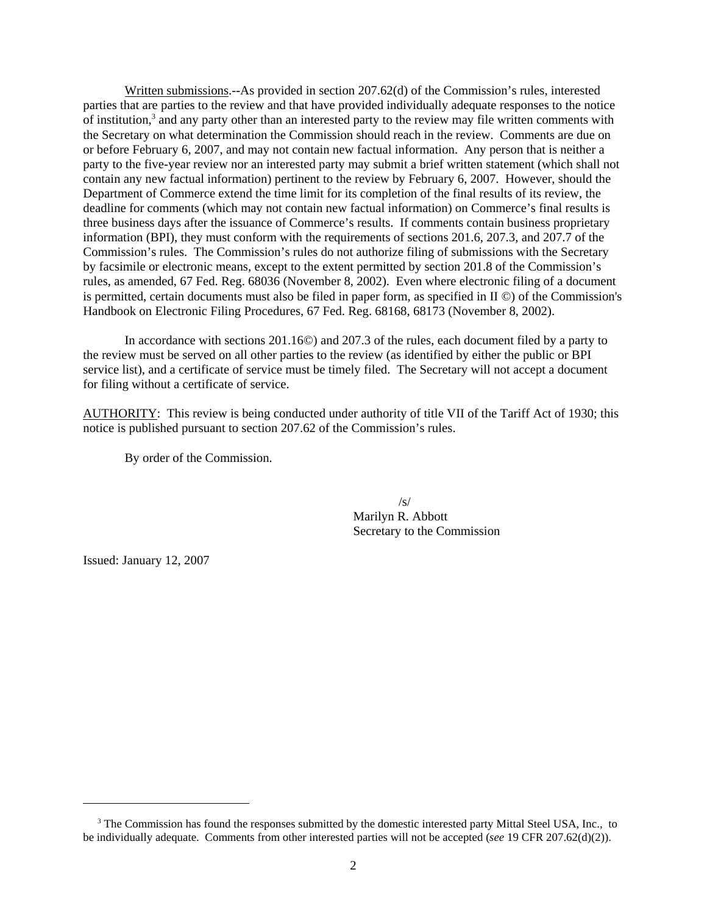Written submissions.--As provided in section 207.62(d) of the Commission's rules, interested parties that are parties to the review and that have provided individually adequate responses to the notice of institution,[3] and any party other than an interested party to the review may file written comments with the Secretary on what determination the Commission should reach in the review. Comments are due on or before February 6, 2007, and may not contain new factual information. Any person that is neither a party to the five-year review nor an interested party may submit a brief written statement (which shall not contain any new factual information) pertinent to the review by February 6, 2007. However, should the Department of Commerce extend the time limit for its completion of the final results of its review, the deadline for comments (which may not contain new factual information) on Commerce's final results is three business days after the issuance of Commerce's results. If comments contain business proprietary information (BPI), they must conform with the requirements of sections 201.6, 207.3, and 207.7 of the Commission's rules. The Commission's rules do not authorize filing of submissions with the Secretary by facsimile or electronic means, except to the extent permitted by section 201.8 of the Commission's rules, as amended, 67 Fed. Reg. 68036 (November 8, 2002). Even where electronic filing of a document is permitted, certain documents must also be filed in paper form, as specified in II ©) of the Commission's Handbook on Electronic Filing Procedures, 67 Fed. Reg. 68168, 68173 (November 8, 2002).

In accordance with sections 201.16©) and 207.3 of the rules, each document filed by a party to the review must be served on all other parties to the review (as identified by either the public or BPI service list), and a certificate of service must be timely filed. The Secretary will not accept a document for filing without a certificate of service.

AUTHORITY: This review is being conducted under authority of title VII of the Tariff Act of 1930; this notice is published pursuant to section 207.62 of the Commission's rules.

By order of the Commission.

/s/
Marilyn R. Abbott
Secretary to the Commission

Issued: January 12, 2007

---

[3] The Commission has found the responses submitted by the domestic interested party Mittal Steel USA, Inc., to be individually adequate. Comments from other interested parties will not be accepted (*see* 19 CFR 207.62(d)(2)).